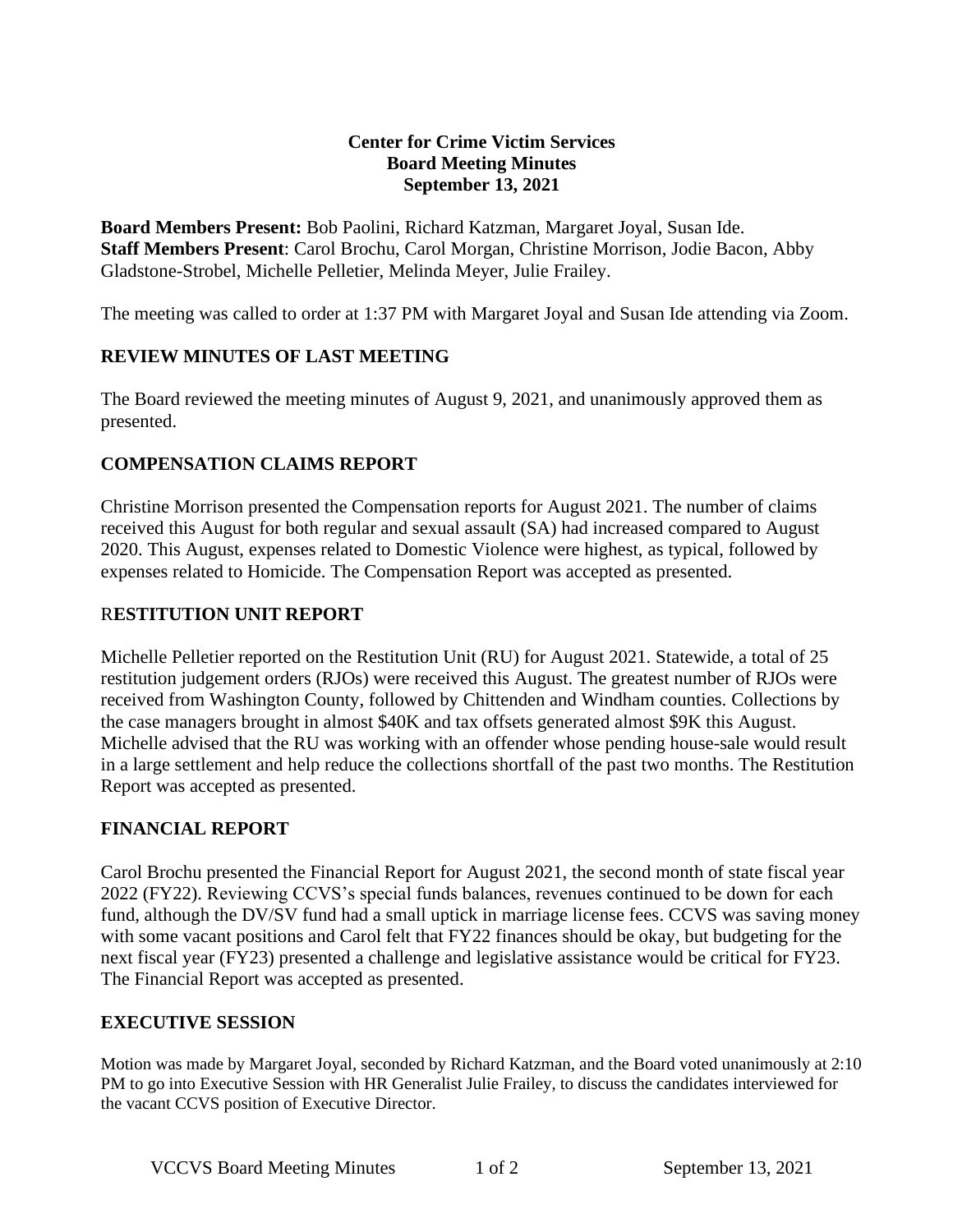**Center for Crime Victim Services**
**Board Meeting Minutes**
**September 13, 2021**

**Board Members Present:** Bob Paolini, Richard Katzman, Margaret Joyal, Susan Ide.
**Staff Members Present**: Carol Brochu, Carol Morgan, Christine Morrison, Jodie Bacon, Abby Gladstone-Strobel, Michelle Pelletier, Melinda Meyer, Julie Frailey.

The meeting was called to order at 1:37 PM with Margaret Joyal and Susan Ide attending via Zoom.

## REVIEW MINUTES OF LAST MEETING

The Board reviewed the meeting minutes of August 9, 2021, and unanimously approved them as presented.

## COMPENSATION CLAIMS REPORT

Christine Morrison presented the Compensation reports for August 2021. The number of claims received this August for both regular and sexual assault (SA) had increased compared to August 2020. This August, expenses related to Domestic Violence were highest, as typical, followed by expenses related to Homicide. The Compensation Report was accepted as presented.

## RESTITUTION UNIT REPORT

Michelle Pelletier reported on the Restitution Unit (RU) for August 2021. Statewide, a total of 25 restitution judgement orders (RJOs) were received this August. The greatest number of RJOs were received from Washington County, followed by Chittenden and Windham counties. Collections by the case managers brought in almost $40K and tax offsets generated almost $9K this August. Michelle advised that the RU was working with an offender whose pending house-sale would result in a large settlement and help reduce the collections shortfall of the past two months. The Restitution Report was accepted as presented.

## FINANCIAL REPORT

Carol Brochu presented the Financial Report for August 2021, the second month of state fiscal year 2022 (FY22). Reviewing CCVS's special funds balances, revenues continued to be down for each fund, although the DV/SV fund had a small uptick in marriage license fees. CCVS was saving money with some vacant positions and Carol felt that FY22 finances should be okay, but budgeting for the next fiscal year (FY23) presented a challenge and legislative assistance would be critical for FY23. The Financial Report was accepted as presented.

## EXECUTIVE SESSION

Motion was made by Margaret Joyal, seconded by Richard Katzman, and the Board voted unanimously at 2:10 PM to go into Executive Session with HR Generalist Julie Frailey, to discuss the candidates interviewed for the vacant CCVS position of Executive Director.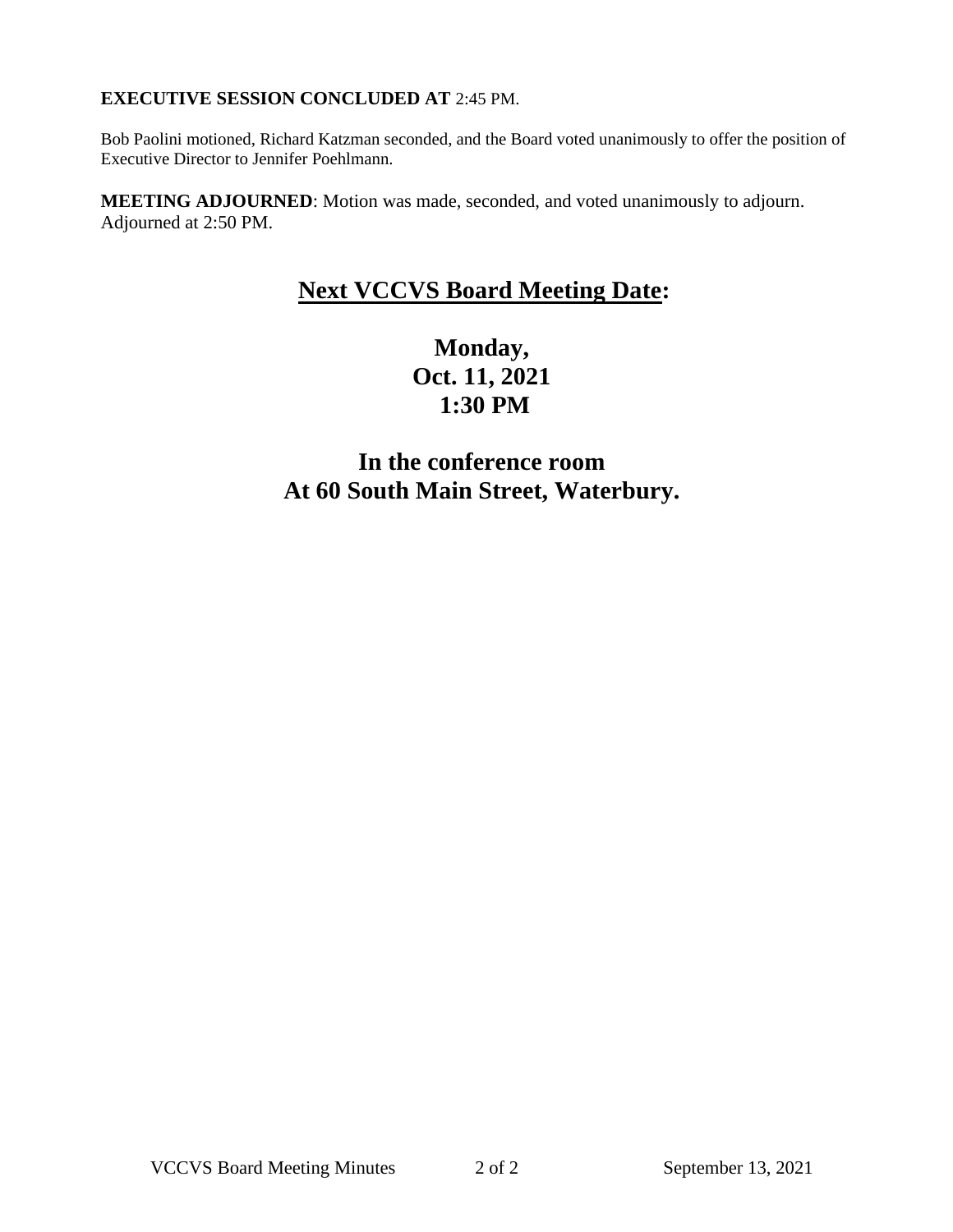**EXECUTIVE SESSION CONCLUDED AT** 2:45 PM.

Bob Paolini motioned, Richard Katzman seconded, and the Board voted unanimously to offer the position of Executive Director to Jennifer Poehlmann.

**MEETING ADJOURNED**: Motion was made, seconded, and voted unanimously to adjourn. Adjourned at 2:50 PM.

## Next VCCVS Board Meeting Date:

### Monday,
### Oct. 11, 2021
### 1:30 PM

### In the conference room
### At 60 South Main Street, Waterbury.